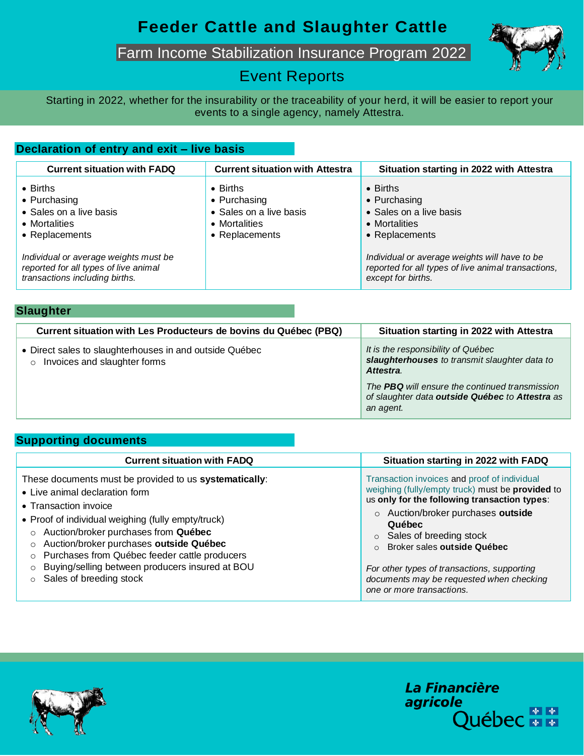# Feeder Cattle and Slaughter Cattle

## Farm Income Stabilization Insurance Program 2022

## Event Reports

Starting in 2022, whether for the insurability or the traceability of your herd, it will be easier to report your events to a single agency, namely Attestra.

### Declaration of entry and exit – live basis

| Current situation with FADQ | Current situation with Attestra | Situation starting in 2022 with Attestra |
|---|---|---|
| • Births<br>• Purchasing<br>• Sales on a live basis<br>• Mortalities<br>• Replacements<br><br>*Individual or average weights must be reported for all types of live animal transactions including births.* | • Births<br>• Purchasing<br>• Sales on a live basis<br>• Mortalities<br>• Replacements | • Births<br>• Purchasing<br>• Sales on a live basis<br>• Mortalities<br>• Replacements<br><br>*Individual or average weights will have to be reported for all types of live animal transactions, except for births.* |

### Slaughter

| Current situation with Les Producteurs de bovins du Québec (PBQ) | Situation starting in 2022 with Attestra |
|---|---|
| • Direct sales to slaughterhouses in and outside Québec<br>&nbsp;&nbsp;○ Invoices and slaughter forms | *It is the responsibility of Québec **slaughterhouses** to transmit slaughter data to **Attestra**.*<br><br>*The **PBQ** will ensure the continued transmission of slaughter data **outside Québec** to **Attestra** as an agent.* |

### Supporting documents

| Current situation with FADQ | Situation starting in 2022 with FADQ |
|---|---|
| These documents must be provided to us **systematically**:<br>• Live animal declaration form<br>• Transaction invoice<br>• Proof of individual weighing (fully empty/truck)<br>&nbsp;&nbsp;○ Auction/broker purchases from **Québec**<br>&nbsp;&nbsp;○ Auction/broker purchases **outside Québec**<br>&nbsp;&nbsp;○ Purchases from Québec feeder cattle producers<br>&nbsp;&nbsp;○ Buying/selling between producers insured at BOU<br>&nbsp;&nbsp;○ Sales of breeding stock | Transaction invoices and proof of individual weighing (fully/empty truck) must be **provided** to us **only for the following transaction types**:<br>&nbsp;&nbsp;○ Auction/broker purchases **outside Québec**<br>&nbsp;&nbsp;○ Sales of breeding stock<br>&nbsp;&nbsp;○ Broker sales **outside Québec**<br><br>*For other types of transactions, supporting documents may be requested when checking one or more transactions.* |

La Financière agricole Québec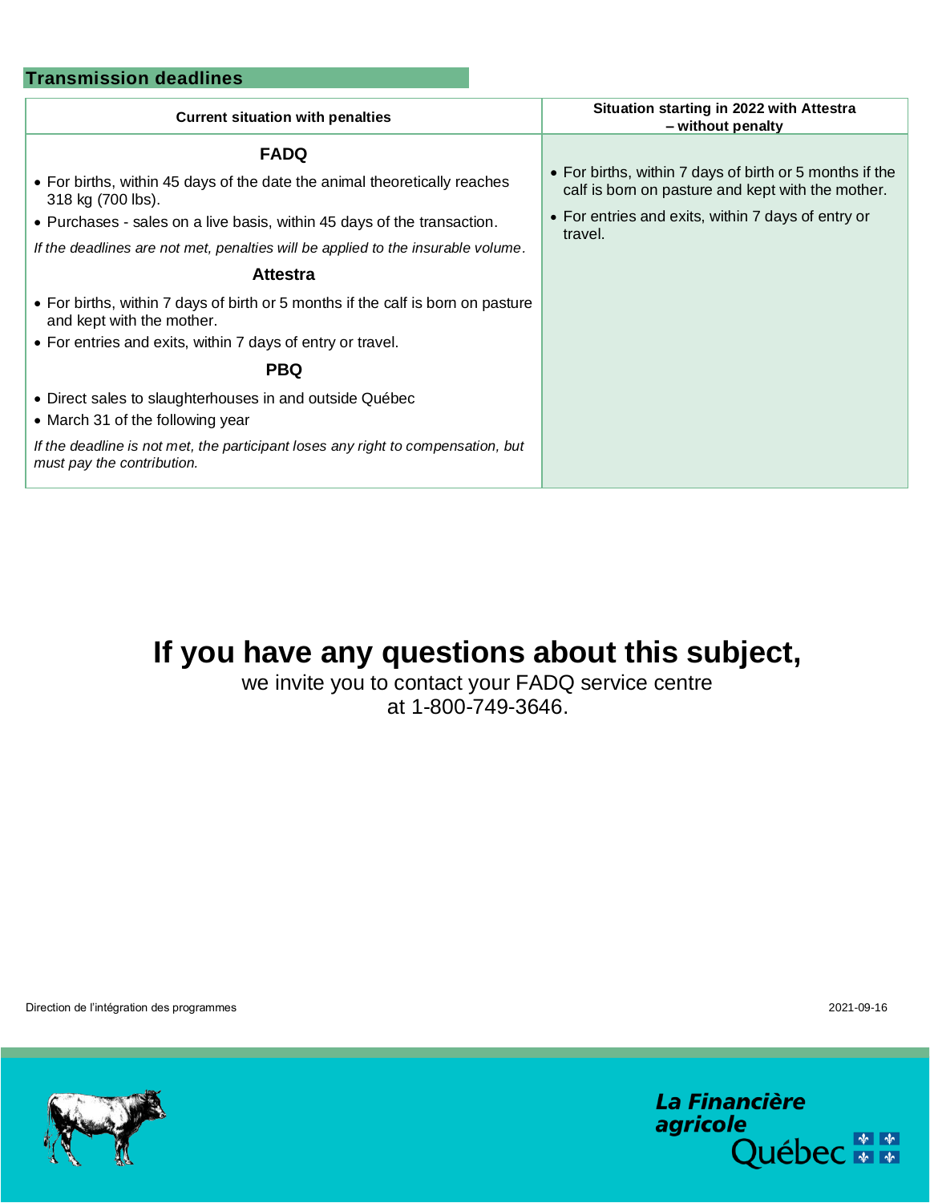## Transmission deadlines

| Current situation with penalties | Situation starting in 2022 with Attestra – without penalty |
|---|---|
| **FADQ**<br>• For births, within 45 days of the date the animal theoretically reaches 318 kg (700 lbs).<br>• Purchases - sales on a live basis, within 45 days of the transaction.<br>*If the deadlines are not met, penalties will be applied to the insurable volume.*<br>**Attestra**<br>• For births, within 7 days of birth or 5 months if the calf is born on pasture and kept with the mother.<br>• For entries and exits, within 7 days of entry or travel.<br>**PBQ**<br>• Direct sales to slaughterhouses in and outside Québec<br>• March 31 of the following year<br>*If the deadline is not met, the participant loses any right to compensation, but must pay the contribution.* | • For births, within 7 days of birth or 5 months if the calf is born on pasture and kept with the mother.<br>• For entries and exits, within 7 days of entry or travel. |

# If you have any questions about this subject,

we invite you to contact your FADQ service centre at 1-800-749-3646.

Direction de l'intégration des programmes

2021-09-16

La Financière agricole Québec